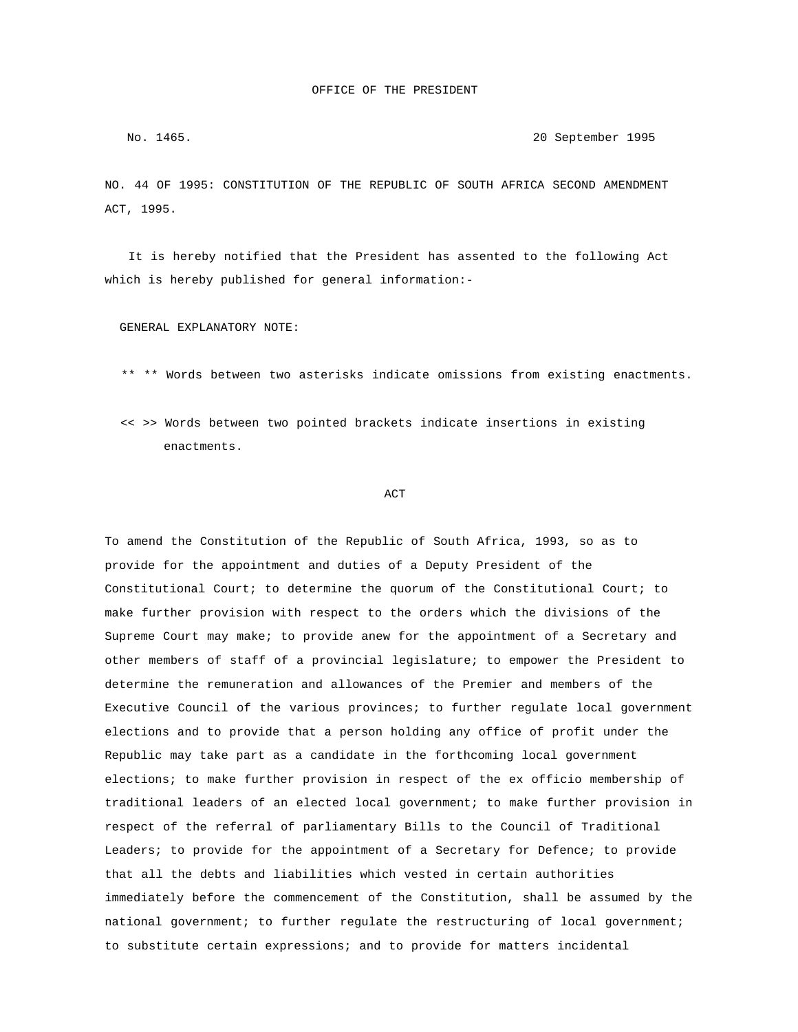OFFICE OF THE PRESIDENT

No. 1465. 20 September 1995

NO. 44 OF 1995: CONSTITUTION OF THE REPUBLIC OF SOUTH AFRICA SECOND AMENDMENT ACT, 1995.

It is hereby notified that the President has assented to the following Act which is hereby published for general information:-

GENERAL EXPLANATORY NOTE:

** ** Words between two asterisks indicate omissions from existing enactments.

<< >> Words between two pointed brackets indicate insertions in existing enactments.

ACT

To amend the Constitution of the Republic of South Africa, 1993, so as to provide for the appointment and duties of a Deputy President of the Constitutional Court; to determine the quorum of the Constitutional Court; to make further provision with respect to the orders which the divisions of the Supreme Court may make; to provide anew for the appointment of a Secretary and other members of staff of a provincial legislature; to empower the President to determine the remuneration and allowances of the Premier and members of the Executive Council of the various provinces; to further regulate local government elections and to provide that a person holding any office of profit under the Republic may take part as a candidate in the forthcoming local government elections; to make further provision in respect of the ex officio membership of traditional leaders of an elected local government; to make further provision in respect of the referral of parliamentary Bills to the Council of Traditional Leaders; to provide for the appointment of a Secretary for Defence; to provide that all the debts and liabilities which vested in certain authorities immediately before the commencement of the Constitution, shall be assumed by the national government; to further regulate the restructuring of local government; to substitute certain expressions; and to provide for matters incidental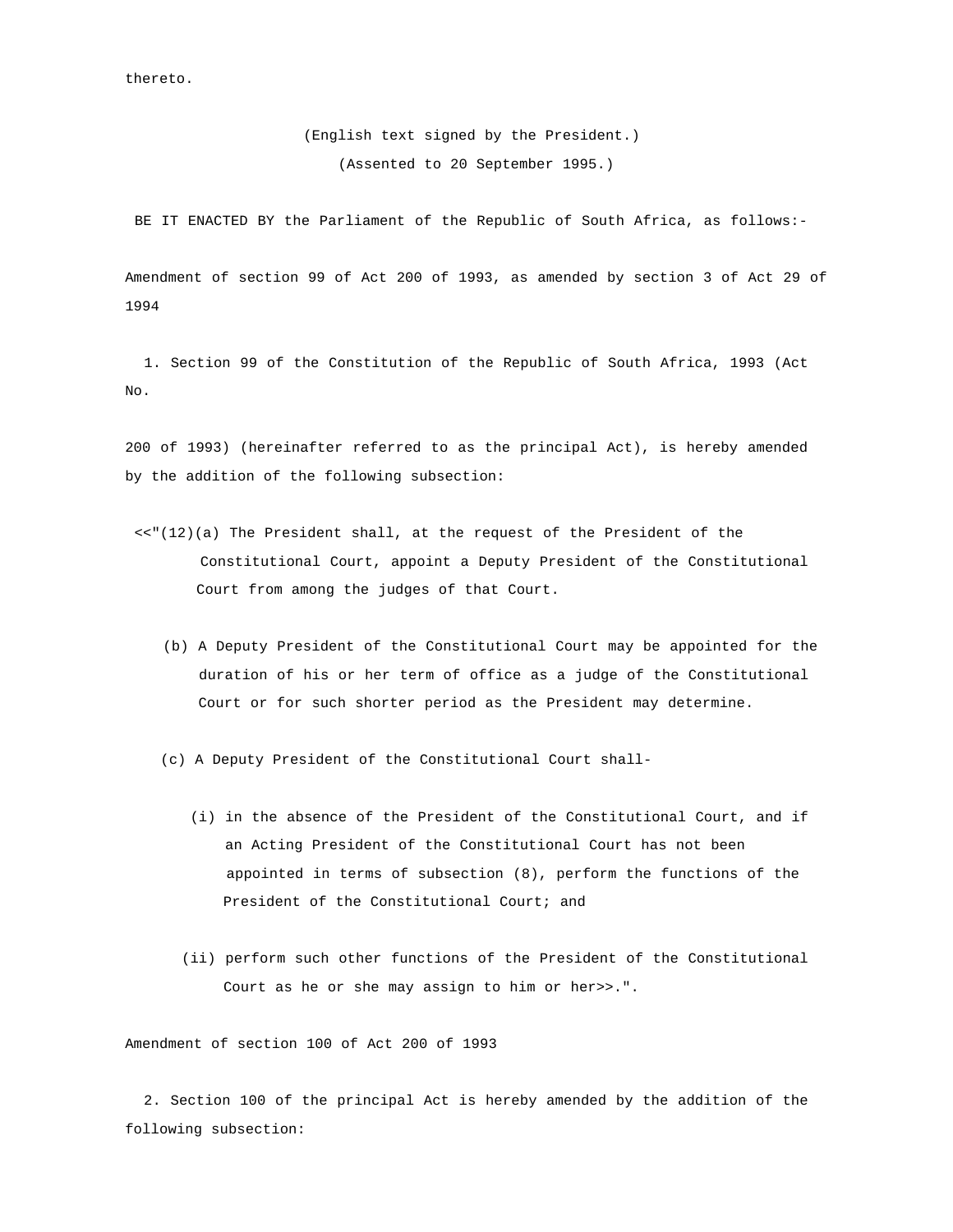thereto.

(English text signed by the President.)
(Assented to 20 September 1995.)

BE IT ENACTED BY the Parliament of the Republic of South Africa, as follows:-

Amendment of section 99 of Act 200 of 1993, as amended by section 3 of Act 29 of 1994

1. Section 99 of the Constitution of the Republic of South Africa, 1993 (Act No.

200 of 1993) (hereinafter referred to as the principal Act), is hereby amended by the addition of the following subsection:

<<"(12)(a) The President shall, at the request of the President of the Constitutional Court, appoint a Deputy President of the Constitutional Court from among the judges of that Court.

(b) A Deputy President of the Constitutional Court may be appointed for the duration of his or her term of office as a judge of the Constitutional Court or for such shorter period as the President may determine.

(c) A Deputy President of the Constitutional Court shall-

(i) in the absence of the President of the Constitutional Court, and if an Acting President of the Constitutional Court has not been appointed in terms of subsection (8), perform the functions of the President of the Constitutional Court; and

(ii) perform such other functions of the President of the Constitutional Court as he or she may assign to him or her>>.".

Amendment of section 100 of Act 200 of 1993

2. Section 100 of the principal Act is hereby amended by the addition of the following subsection: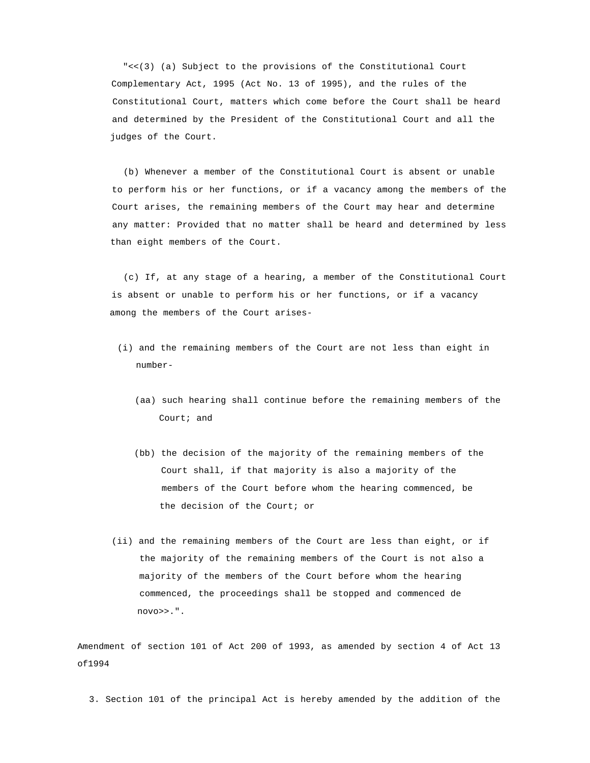"<<(3) (a) Subject to the provisions of the Constitutional Court Complementary Act, 1995 (Act No. 13 of 1995), and the rules of the Constitutional Court, matters which come before the Court shall be heard and determined by the President of the Constitutional Court and all the judges of the Court.

(b) Whenever a member of the Constitutional Court is absent or unable to perform his or her functions, or if a vacancy among the members of the Court arises, the remaining members of the Court may hear and determine any matter: Provided that no matter shall be heard and determined by less than eight members of the Court.

(c) If, at any stage of a hearing, a member of the Constitutional Court is absent or unable to perform his or her functions, or if a vacancy among the members of the Court arises-

(i) and the remaining members of the Court are not less than eight in number-

(aa) such hearing shall continue before the remaining members of the Court; and

(bb) the decision of the majority of the remaining members of the Court shall, if that majority is also a majority of the members of the Court before whom the hearing commenced, be the decision of the Court; or

(ii) and the remaining members of the Court are less than eight, or if the majority of the remaining members of the Court is not also a majority of the members of the Court before whom the hearing commenced, the proceedings shall be stopped and commenced de novo>>.".

Amendment of section 101 of Act 200 of 1993, as amended by section 4 of Act 13 of1994

3. Section 101 of the principal Act is hereby amended by the addition of the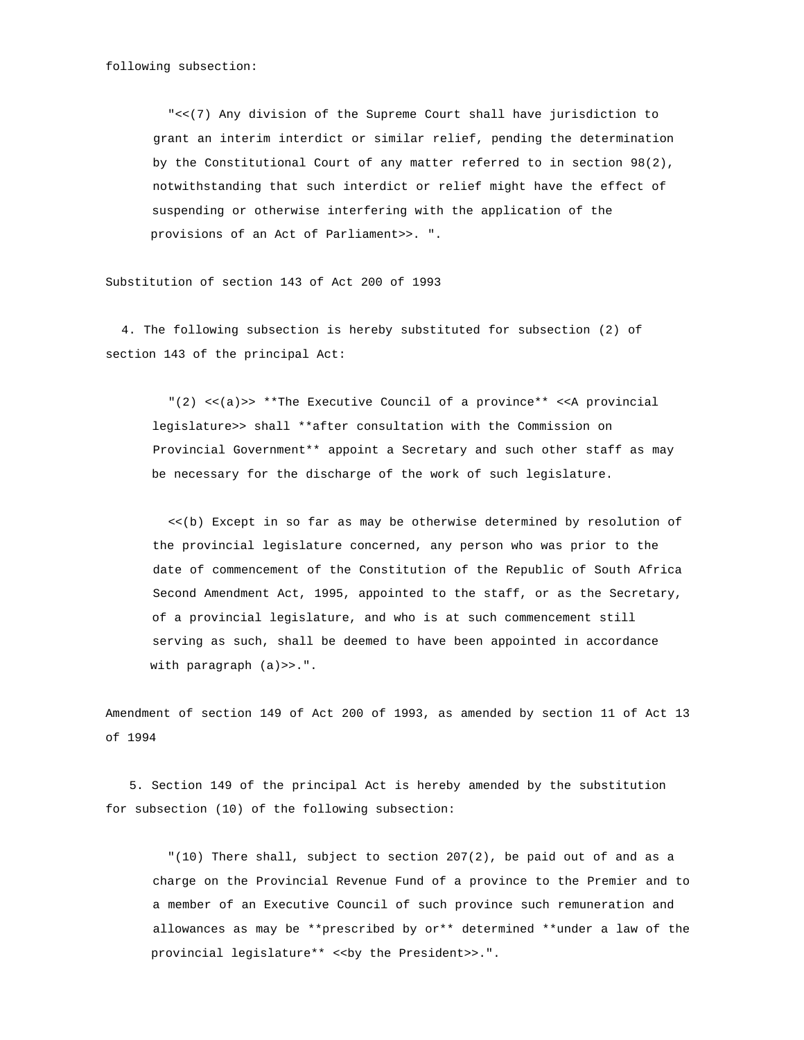following subsection:

"<<(7) Any division of the Supreme Court shall have jurisdiction to grant an interim interdict or similar relief, pending the determination by the Constitutional Court of any matter referred to in section 98(2), notwithstanding that such interdict or relief might have the effect of suspending or otherwise interfering with the application of the provisions of an Act of Parliament>>. ".

Substitution of section 143 of Act 200 of 1993

4. The following subsection is hereby substituted for subsection (2) of section 143 of the principal Act:

"(2) <<(a)>> **The Executive Council of a province** <<A provincial legislature>> shall **after consultation with the Commission on Provincial Government** appoint a Secretary and such other staff as may be necessary for the discharge of the work of such legislature.

<<(b) Except in so far as may be otherwise determined by resolution of the provincial legislature concerned, any person who was prior to the date of commencement of the Constitution of the Republic of South Africa Second Amendment Act, 1995, appointed to the staff, or as the Secretary, of a provincial legislature, and who is at such commencement still serving as such, shall be deemed to have been appointed in accordance with paragraph (a)>>.".

Amendment of section 149 of Act 200 of 1993, as amended by section 11 of Act 13 of 1994

5. Section 149 of the principal Act is hereby amended by the substitution for subsection (10) of the following subsection:

"(10) There shall, subject to section 207(2), be paid out of and as a charge on the Provincial Revenue Fund of a province to the Premier and to a member of an Executive Council of such province such remuneration and allowances as may be **prescribed by or** determined **under a law of the provincial legislature** <<by the President>>.".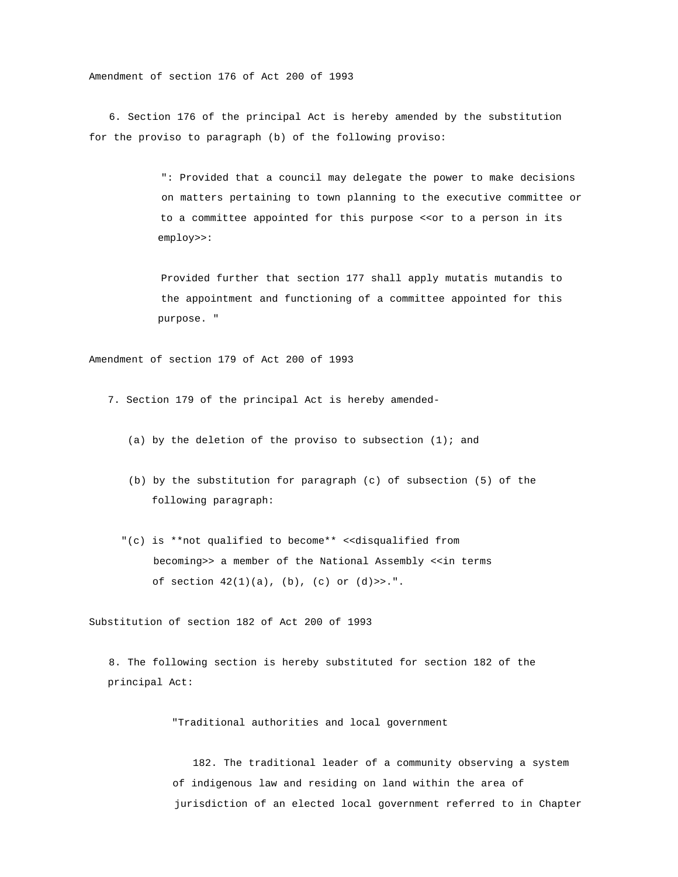Amendment of section 176 of Act 200 of 1993

6. Section 176 of the principal Act is hereby amended by the substitution for the proviso to paragraph (b) of the following proviso:

> ": Provided that a council may delegate the power to make decisions on matters pertaining to town planning to the executive committee or to a committee appointed for this purpose <<or to a person in its employ>>:
>
> Provided further that section 177 shall apply mutatis mutandis to the appointment and functioning of a committee appointed for this purpose. "

Amendment of section 179 of Act 200 of 1993

7. Section 179 of the principal Act is hereby amended-

(a) by the deletion of the proviso to subsection (1); and

(b) by the substitution for paragraph (c) of subsection (5) of the following paragraph:

"(c) is **not qualified to become** <<disqualified from becoming>> a member of the National Assembly <<in terms of section 42(1)(a), (b), (c) or (d)>>.".

Substitution of section 182 of Act 200 of 1993

8. The following section is hereby substituted for section 182 of the principal Act:

> "Traditional authorities and local government
>
> 182. The traditional leader of a community observing a system of indigenous law and residing on land within the area of jurisdiction of an elected local government referred to in Chapter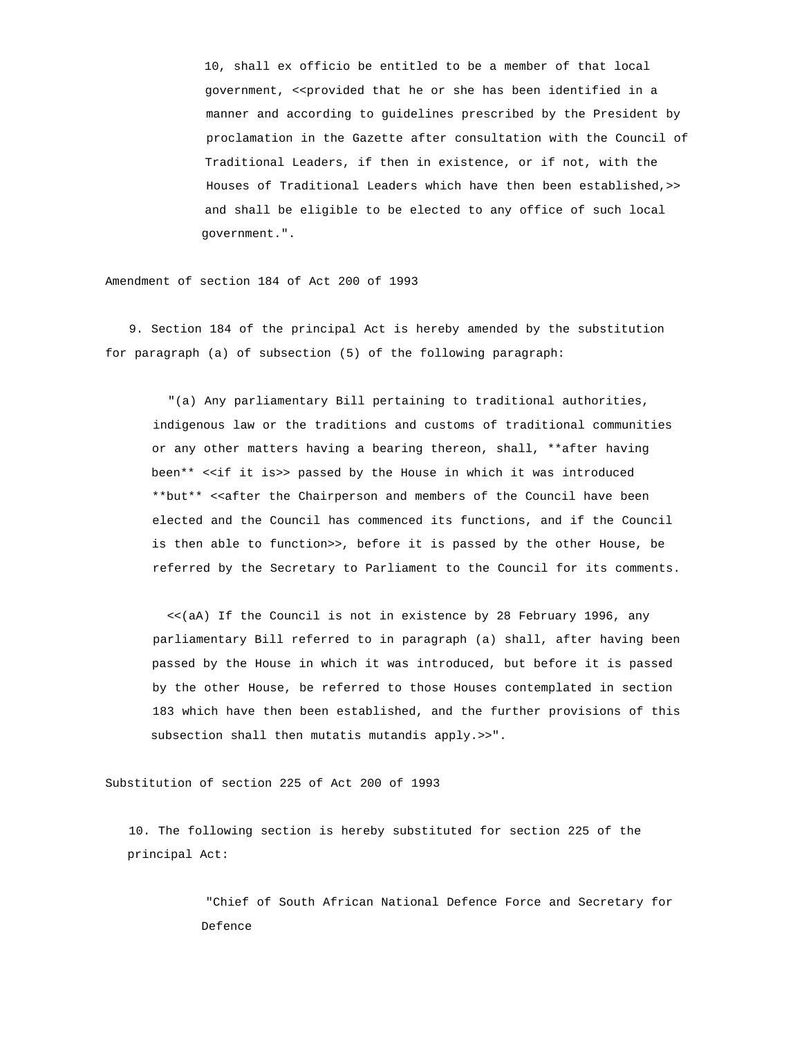10, shall ex officio be entitled to be a member of that local government, <<provided that he or she has been identified in a manner and according to guidelines prescribed by the President by proclamation in the Gazette after consultation with the Council of Traditional Leaders, if then in existence, or if not, with the Houses of Traditional Leaders which have then been established,>> and shall be eligible to be elected to any office of such local government.".

Amendment of section 184 of Act 200 of 1993

9. Section 184 of the principal Act is hereby amended by the substitution for paragraph (a) of subsection (5) of the following paragraph:

"(a) Any parliamentary Bill pertaining to traditional authorities, indigenous law or the traditions and customs of traditional communities or any other matters having a bearing thereon, shall, **after having been** <<if it is>> passed by the House in which it was introduced **but** <<after the Chairperson and members of the Council have been elected and the Council has commenced its functions, and if the Council is then able to function>>, before it is passed by the other House, be referred by the Secretary to Parliament to the Council for its comments.

<<(aA) If the Council is not in existence by 28 February 1996, any parliamentary Bill referred to in paragraph (a) shall, after having been passed by the House in which it was introduced, but before it is passed by the other House, be referred to those Houses contemplated in section 183 which have then been established, and the further provisions of this subsection shall then mutatis mutandis apply.>>".

Substitution of section 225 of Act 200 of 1993

10. The following section is hereby substituted for section 225 of the principal Act:

"Chief of South African National Defence Force and Secretary for Defence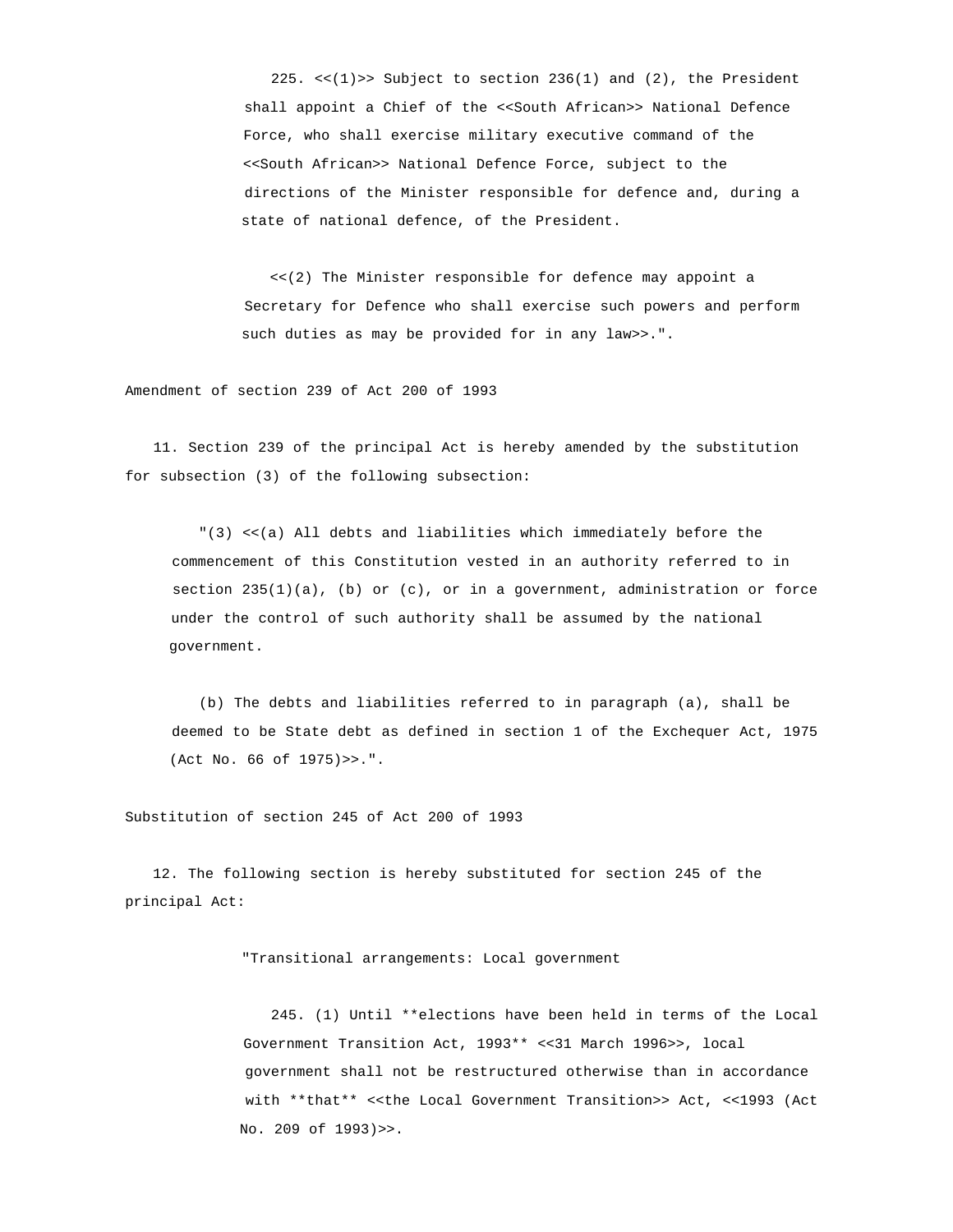225. <<(1)>> Subject to section 236(1) and (2), the President shall appoint a Chief of the <<South African>> National Defence Force, who shall exercise military executive command of the <<South African>> National Defence Force, subject to the directions of the Minister responsible for defence and, during a state of national defence, of the President.

<<(2) The Minister responsible for defence may appoint a Secretary for Defence who shall exercise such powers and perform such duties as may be provided for in any law>>.".

Amendment of section 239 of Act 200 of 1993

11. Section 239 of the principal Act is hereby amended by the substitution for subsection (3) of the following subsection:

"(3) <<(a) All debts and liabilities which immediately before the commencement of this Constitution vested in an authority referred to in section 235(1)(a), (b) or (c), or in a government, administration or force under the control of such authority shall be assumed by the national government.

(b) The debts and liabilities referred to in paragraph (a), shall be deemed to be State debt as defined in section 1 of the Exchequer Act, 1975 (Act No. 66 of 1975)>>.".

Substitution of section 245 of Act 200 of 1993

12. The following section is hereby substituted for section 245 of the principal Act:

"Transitional arrangements: Local government

245. (1) Until **elections have been held in terms of the Local Government Transition Act, 1993** <<31 March 1996>>, local government shall not be restructured otherwise than in accordance with **that** <<the Local Government Transition>> Act, <<1993 (Act No. 209 of 1993)>>.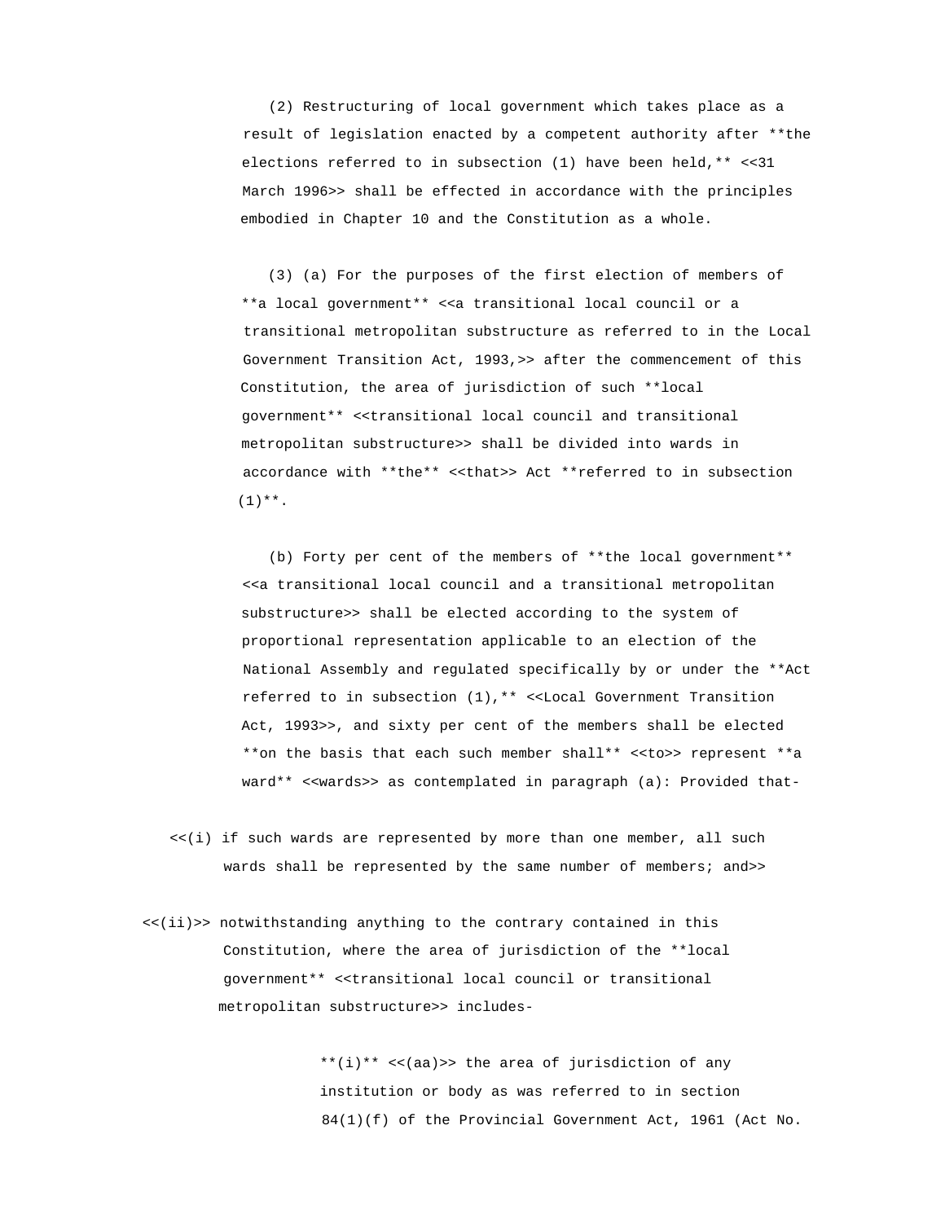(2) Restructuring of local government which takes place as a result of legislation enacted by a competent authority after **the elections referred to in subsection (1) have been held,** <<31 March 1996>> shall be effected in accordance with the principles embodied in Chapter 10 and the Constitution as a whole.

(3) (a) For the purposes of the first election of members of **a local government** <<a transitional local council or a transitional metropolitan substructure as referred to in the Local Government Transition Act, 1993,>> after the commencement of this Constitution, the area of jurisdiction of such **local government** <<transitional local council and transitional metropolitan substructure>> shall be divided into wards in accordance with **the** <<that>> Act **referred to in subsection (1)**.

(b) Forty per cent of the members of **the local government** <<a transitional local council and a transitional metropolitan substructure>> shall be elected according to the system of proportional representation applicable to an election of the National Assembly and regulated specifically by or under the **Act referred to in subsection (1),** <<Local Government Transition Act, 1993>>, and sixty per cent of the members shall be elected **on the basis that each such member shall** <<to>> represent **a ward** <<wards>> as contemplated in paragraph (a): Provided that-

<<(i) if such wards are represented by more than one member, all such wards shall be represented by the same number of members; and>>

<<(ii)>> notwithstanding anything to the contrary contained in this Constitution, where the area of jurisdiction of the **local government** <<transitional local council or transitional metropolitan substructure>> includes-

**(i)** <<(aa)>> the area of jurisdiction of any institution or body as was referred to in section 84(1)(f) of the Provincial Government Act, 1961 (Act No.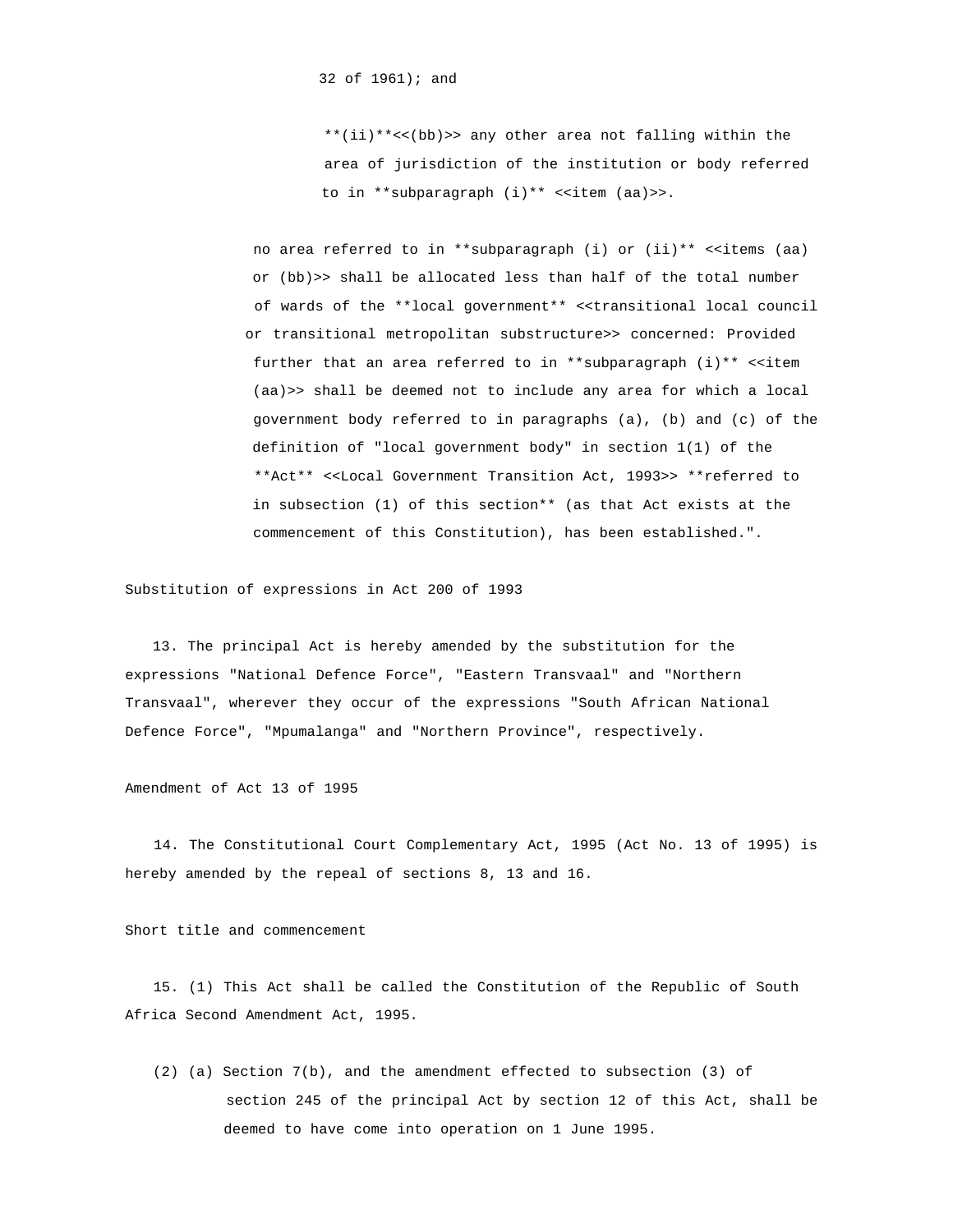32 of 1961); and

**(ii)**<<(bb)>> any other area not falling within the area of jurisdiction of the institution or body referred to in **subparagraph (i)** <<item (aa)>>.

no area referred to in **subparagraph (i) or (ii)** <<items (aa) or (bb)>> shall be allocated less than half of the total number of wards of the **local government** <<transitional local council or transitional metropolitan substructure>> concerned: Provided further that an area referred to in **subparagraph (i)** <<item (aa)>> shall be deemed not to include any area for which a local government body referred to in paragraphs (a), (b) and (c) of the definition of "local government body" in section 1(1) of the **Act** <<Local Government Transition Act, 1993>> **referred to in subsection (1) of this section** (as that Act exists at the commencement of this Constitution), has been established.".

Substitution of expressions in Act 200 of 1993

13. The principal Act is hereby amended by the substitution for the expressions "National Defence Force", "Eastern Transvaal" and "Northern Transvaal", wherever they occur of the expressions "South African National Defence Force", "Mpumalanga" and "Northern Province", respectively.

Amendment of Act 13 of 1995

14. The Constitutional Court Complementary Act, 1995 (Act No. 13 of 1995) is hereby amended by the repeal of sections 8, 13 and 16.

Short title and commencement

15. (1) This Act shall be called the Constitution of the Republic of South Africa Second Amendment Act, 1995.

(2) (a) Section 7(b), and the amendment effected to subsection (3) of section 245 of the principal Act by section 12 of this Act, shall be deemed to have come into operation on 1 June 1995.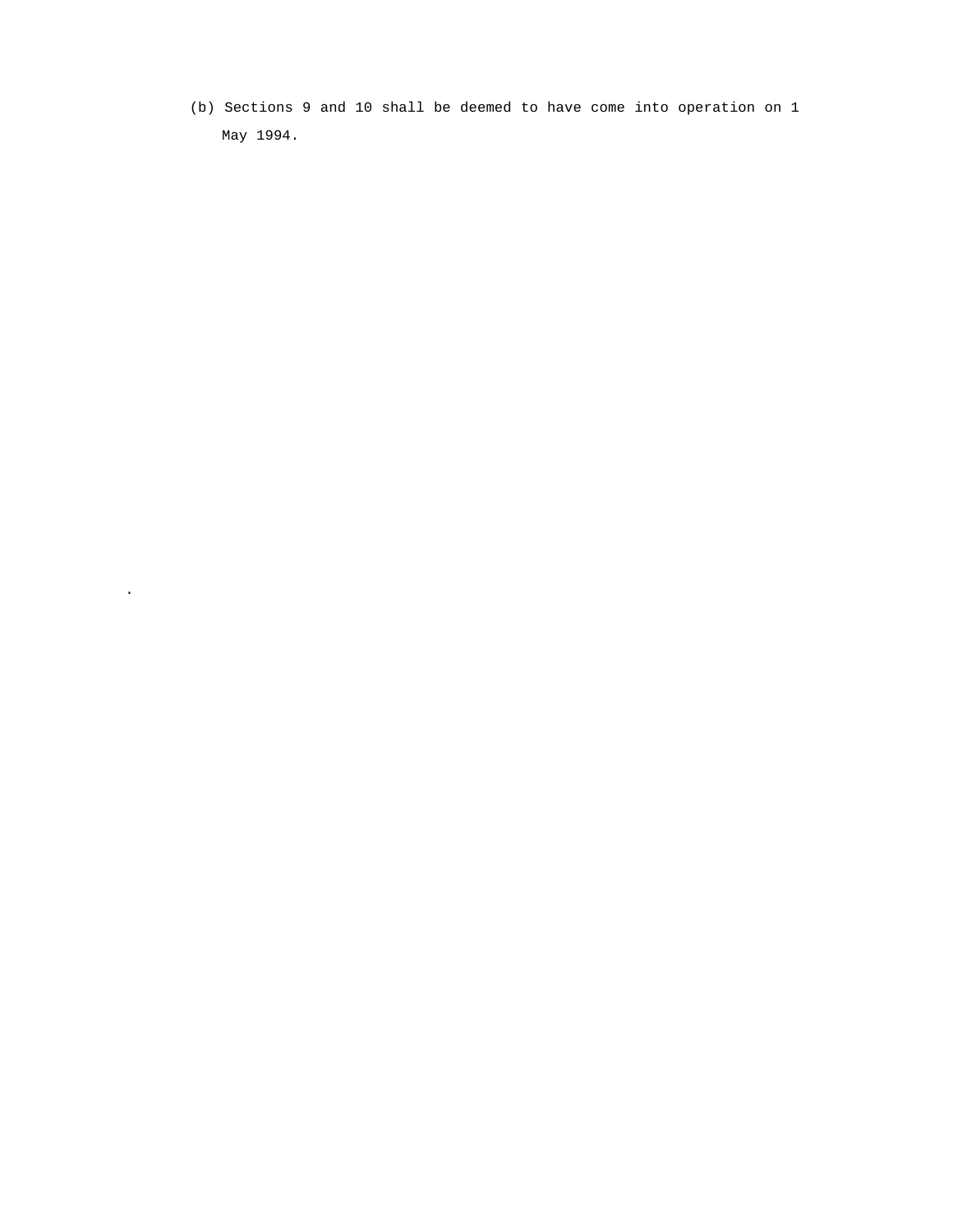(b) Sections 9 and 10 shall be deemed to have come into operation on 1 May 1994.

.